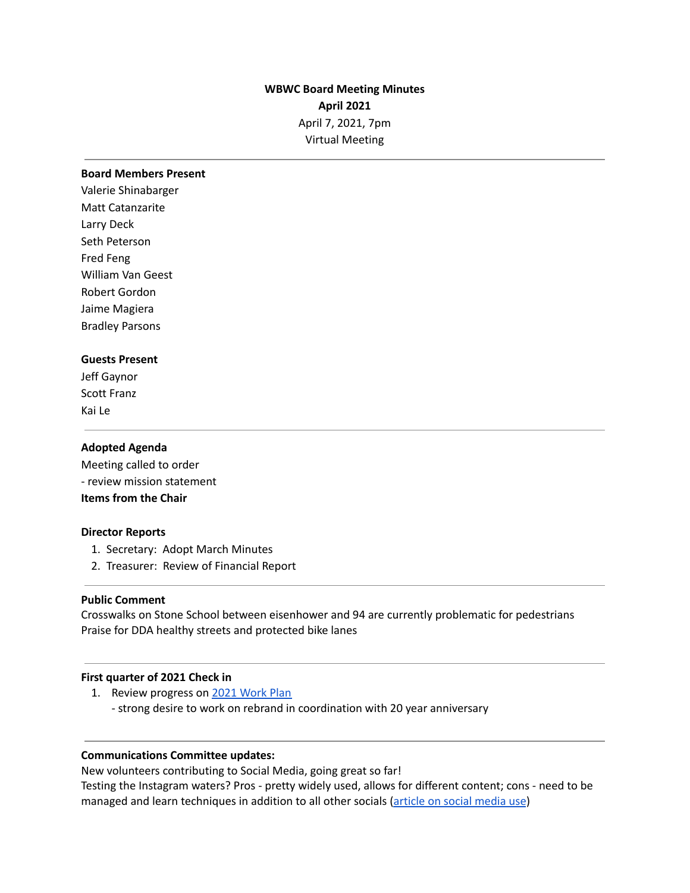**WBWC Board Meeting Minutes**
**April 2021**
April 7, 2021, 7pm
Virtual Meeting

---

**Board Members Present**
Valerie Shinabarger
Matt Catanzarite
Larry Deck
Seth Peterson
Fred Feng
William Van Geest
Robert Gordon
Jaime Magiera
Bradley Parsons

**Guests Present**
Jeff Gaynor
Scott Franz
Kai Le

---

**Adopted Agenda**
Meeting called to order
- review mission statement

**Items from the Chair**

**Director Reports**

1. Secretary: Adopt March Minutes
2. Treasurer: Review of Financial Report

---

**Public Comment**
Crosswalks on Stone School between eisenhower and 94 are currently problematic for pedestrians
Praise for DDA healthy streets and protected bike lanes

---

**First quarter of 2021 Check in**

1. Review progress on [2021 Work Plan]
   - strong desire to work on rebrand in coordination with 20 year anniversary

---

**Communications Committee updates:**
New volunteers contributing to Social Media, going great so far!
Testing the Instagram waters? Pros - pretty widely used, allows for different content; cons - need to be managed and learn techniques in addition to all other socials ([article on social media use])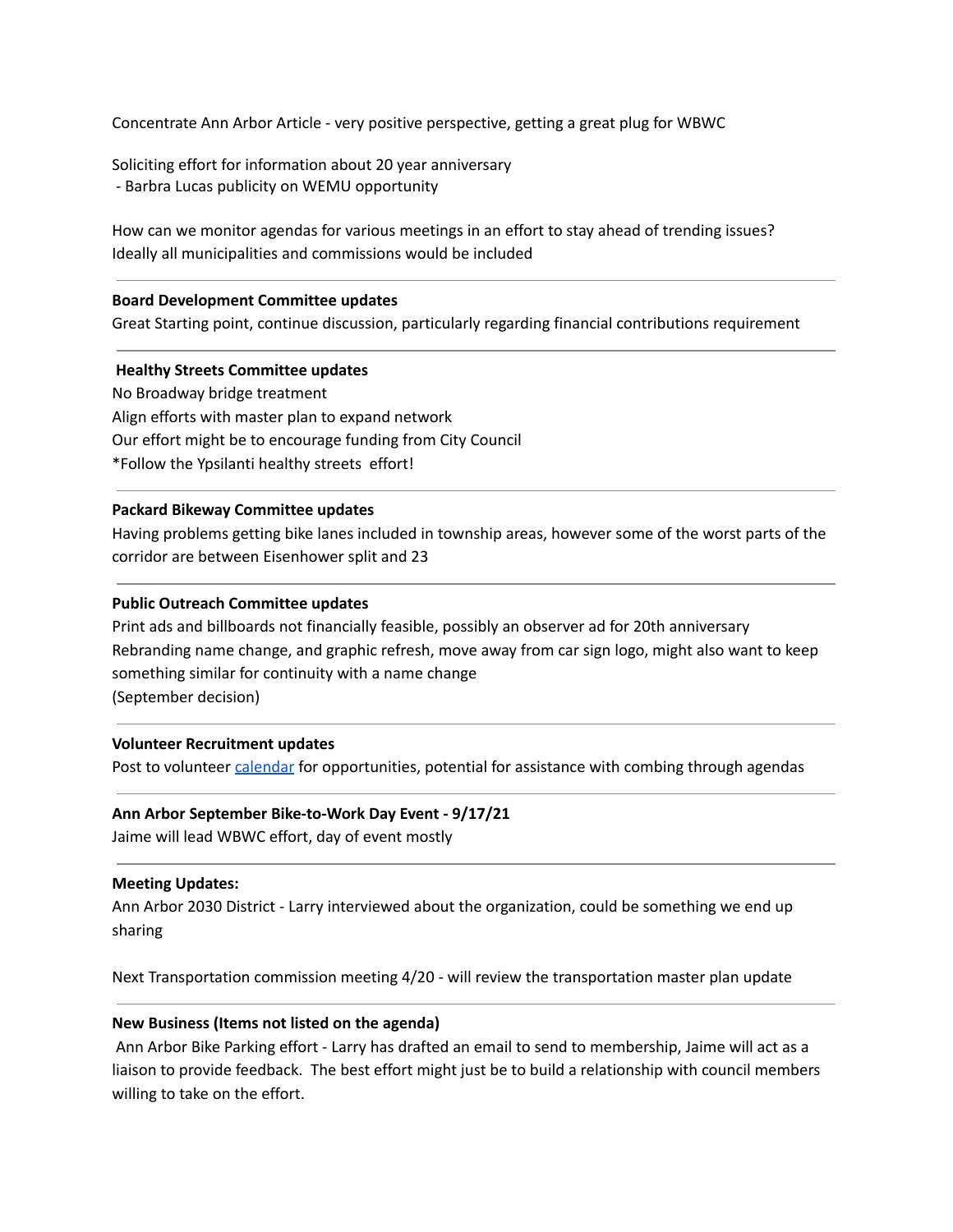Concentrate Ann Arbor Article - very positive perspective, getting a great plug for WBWC

Soliciting effort for information about 20 year anniversary
 - Barbra Lucas publicity on WEMU opportunity

How can we monitor agendas for various meetings in an effort to stay ahead of trending issues? Ideally all municipalities and commissions would be included

---

**Board Development Committee updates**
Great Starting point, continue discussion, particularly regarding financial contributions requirement

---

**Healthy Streets Committee updates**
No Broadway bridge treatment
Align efforts with master plan to expand network
Our effort might be to encourage funding from City Council
*Follow the Ypsilanti healthy streets effort!

---

**Packard Bikeway Committee updates**
Having problems getting bike lanes included in township areas, however some of the worst parts of the corridor are between Eisenhower split and 23

---

**Public Outreach Committee updates**
Print ads and billboards not financially feasible, possibly an observer ad for 20th anniversary
Rebranding name change, and graphic refresh, move away from car sign logo, might also want to keep something similar for continuity with a name change
(September decision)

---

**Volunteer Recruitment updates**
Post to volunteer calendar for opportunities, potential for assistance with combing through agendas

---

**Ann Arbor September Bike-to-Work Day Event - 9/17/21**
Jaime will lead WBWC effort, day of event mostly

---

**Meeting Updates:**
Ann Arbor 2030 District - Larry interviewed about the organization, could be something we end up sharing

Next Transportation commission meeting 4/20 - will review the transportation master plan update

---

**New Business (Items not listed on the agenda)**
Ann Arbor Bike Parking effort - Larry has drafted an email to send to membership, Jaime will act as a liaison to provide feedback. The best effort might just be to build a relationship with council members willing to take on the effort.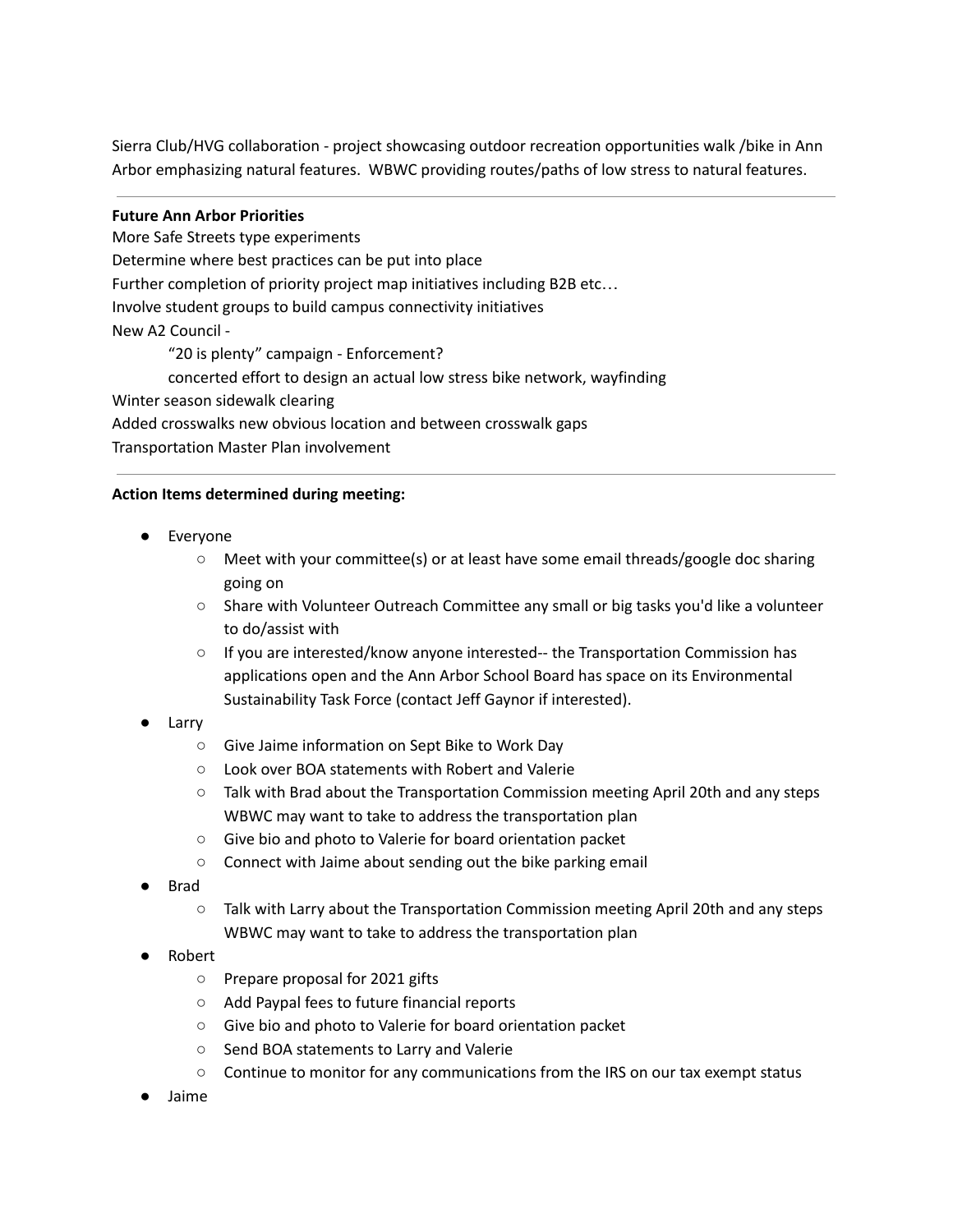Sierra Club/HVG collaboration - project showcasing outdoor recreation opportunities walk /bike in Ann Arbor emphasizing natural features. WBWC providing routes/paths of low stress to natural features.

---

**Future Ann Arbor Priorities**

More Safe Streets type experiments
Determine where best practices can be put into place
Further completion of priority project map initiatives including B2B etc…
Involve student groups to build campus connectivity initiatives
New A2 Council -

> "20 is plenty" campaign - Enforcement?
> concerted effort to design an actual low stress bike network, wayfinding

Winter season sidewalk clearing
Added crosswalks new obvious location and between crosswalk gaps
Transportation Master Plan involvement

---

**Action Items determined during meeting:**

- Everyone
  - Meet with your committee(s) or at least have some email threads/google doc sharing going on
  - Share with Volunteer Outreach Committee any small or big tasks you'd like a volunteer to do/assist with
  - If you are interested/know anyone interested-- the Transportation Commission has applications open and the Ann Arbor School Board has space on its Environmental Sustainability Task Force (contact Jeff Gaynor if interested).
- Larry
  - Give Jaime information on Sept Bike to Work Day
  - Look over BOA statements with Robert and Valerie
  - Talk with Brad about the Transportation Commission meeting April 20th and any steps WBWC may want to take to address the transportation plan
  - Give bio and photo to Valerie for board orientation packet
  - Connect with Jaime about sending out the bike parking email
- Brad
  - Talk with Larry about the Transportation Commission meeting April 20th and any steps WBWC may want to take to address the transportation plan
- Robert
  - Prepare proposal for 2021 gifts
  - Add Paypal fees to future financial reports
  - Give bio and photo to Valerie for board orientation packet
  - Send BOA statements to Larry and Valerie
  - Continue to monitor for any communications from the IRS on our tax exempt status
- Jaime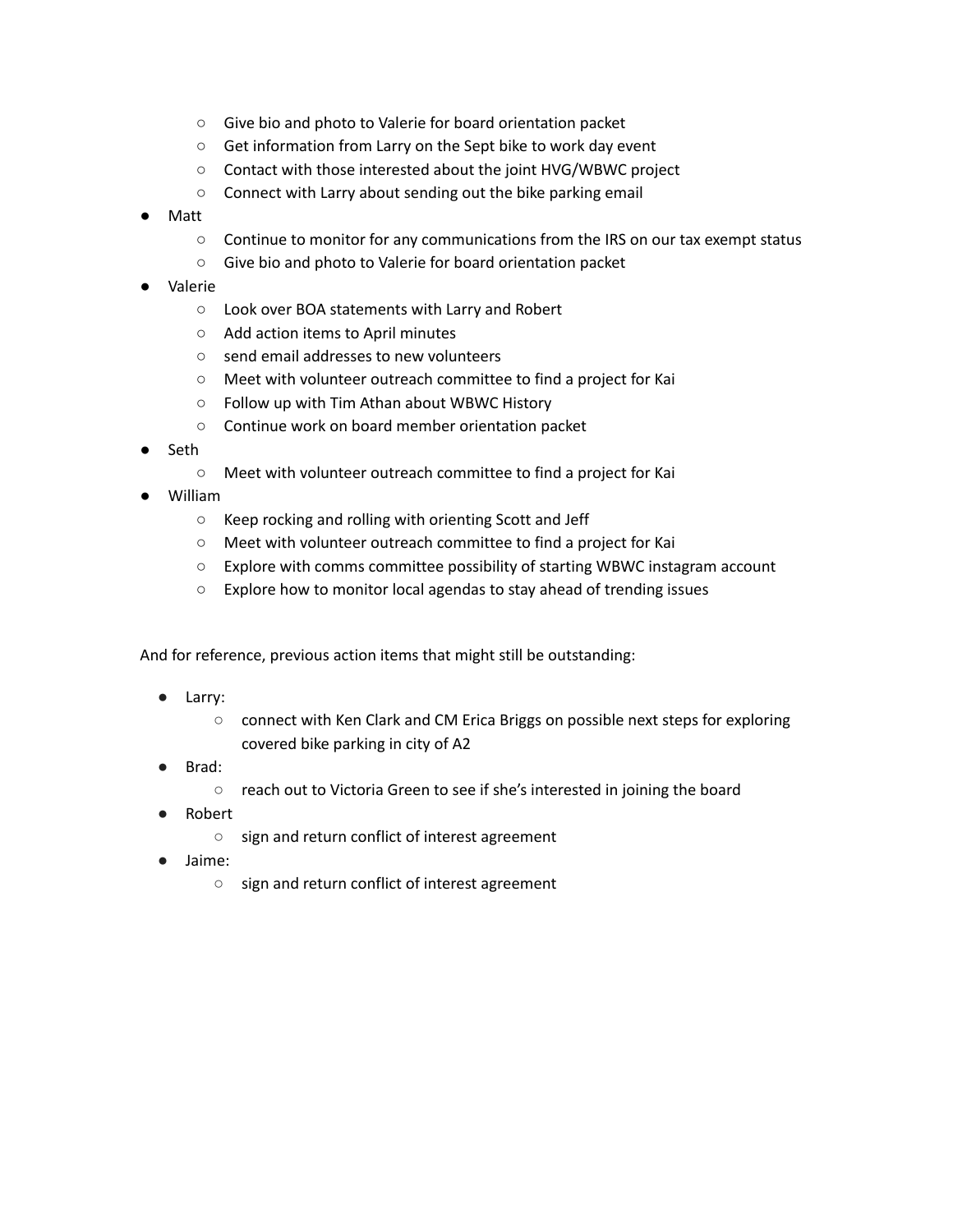- Give bio and photo to Valerie for board orientation packet
  - Get information from Larry on the Sept bike to work day event
  - Contact with those interested about the joint HVG/WBWC project
  - Connect with Larry about sending out the bike parking email
- Matt
  - Continue to monitor for any communications from the IRS on our tax exempt status
  - Give bio and photo to Valerie for board orientation packet
- Valerie
  - Look over BOA statements with Larry and Robert
  - Add action items to April minutes
  - send email addresses to new volunteers
  - Meet with volunteer outreach committee to find a project for Kai
  - Follow up with Tim Athan about WBWC History
  - Continue work on board member orientation packet
- Seth
  - Meet with volunteer outreach committee to find a project for Kai
- William
  - Keep rocking and rolling with orienting Scott and Jeff
  - Meet with volunteer outreach committee to find a project for Kai
  - Explore with comms committee possibility of starting WBWC instagram account
  - Explore how to monitor local agendas to stay ahead of trending issues

And for reference, previous action items that might still be outstanding:

- Larry:
  - connect with Ken Clark and CM Erica Briggs on possible next steps for exploring covered bike parking in city of A2
- Brad:
  - reach out to Victoria Green to see if she's interested in joining the board
- Robert
  - sign and return conflict of interest agreement
- Jaime:
  - sign and return conflict of interest agreement